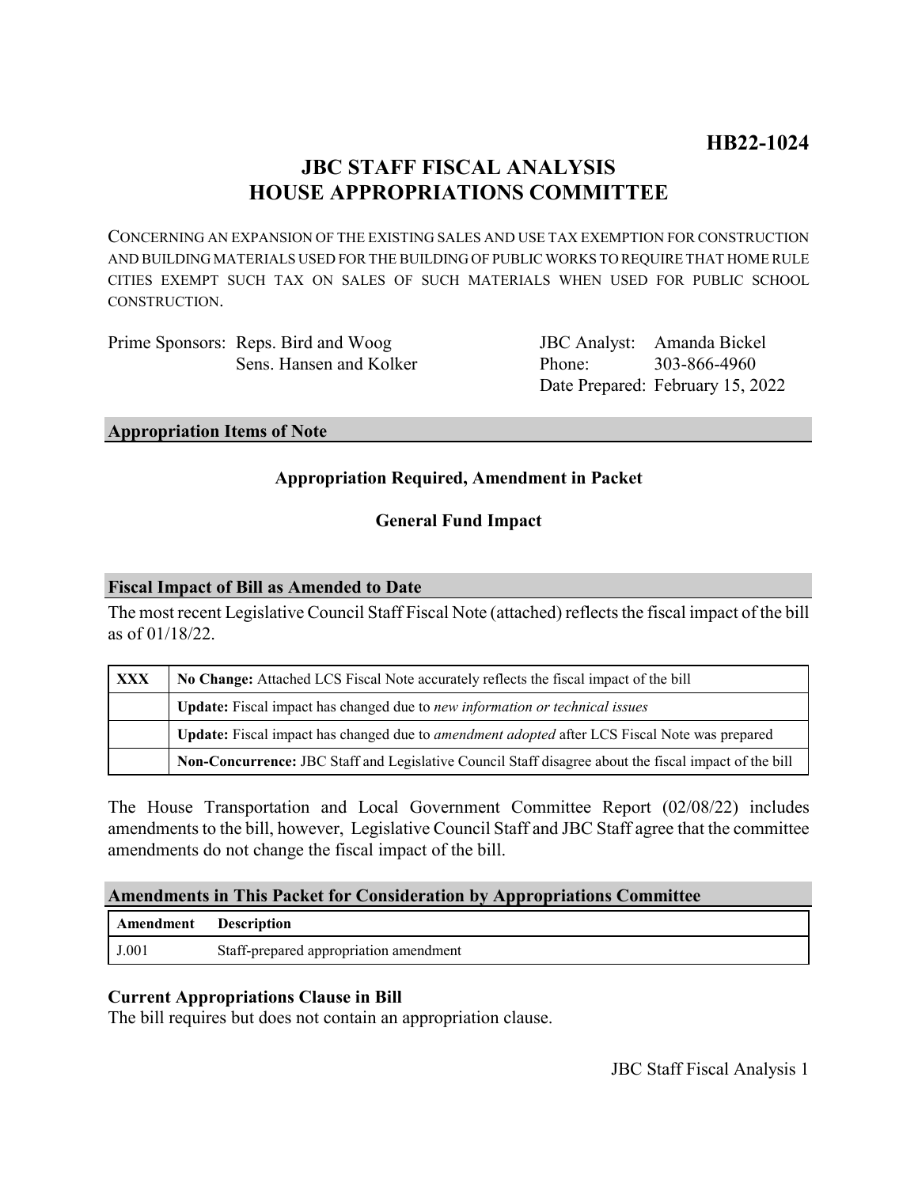**HB22-1024**

# JBC STAFF FISCAL ANALYSIS
# HOUSE APPROPRIATIONS COMMITTEE

CONCERNING AN EXPANSION OF THE EXISTING SALES AND USE TAX EXEMPTION FOR CONSTRUCTION AND BUILDING MATERIALS USED FOR THE BUILDING OF PUBLIC WORKS TO REQUIRE THAT HOME RULE CITIES EXEMPT SUCH TAX ON SALES OF SUCH MATERIALS WHEN USED FOR PUBLIC SCHOOL CONSTRUCTION.

Prime Sponsors: Reps. Bird and Woog
Sens. Hansen and Kolker

JBC Analyst: Amanda Bickel
Phone: 303-866-4960
Date Prepared: February 15, 2022

## Appropriation Items of Note

**Appropriation Required, Amendment in Packet**

**General Fund Impact**

## Fiscal Impact of Bill as Amended to Date

The most recent Legislative Council Staff Fiscal Note (attached) reflects the fiscal impact of the bill as of 01/18/22.

| | |
|---|---|
| XXX | **No Change:** Attached LCS Fiscal Note accurately reflects the fiscal impact of the bill |
| | **Update:** Fiscal impact has changed due to *new information or technical issues* |
| | **Update:** Fiscal impact has changed due to *amendment adopted* after LCS Fiscal Note was prepared |
| | **Non-Concurrence:** JBC Staff and Legislative Council Staff disagree about the fiscal impact of the bill |

The House Transportation and Local Government Committee Report (02/08/22) includes amendments to the bill, however, Legislative Council Staff and JBC Staff agree that the committee amendments do not change the fiscal impact of the bill.

## Amendments in This Packet for Consideration by Appropriations Committee

| Amendment | Description |
|---|---|
| J.001 | Staff-prepared appropriation amendment |

### Current Appropriations Clause in Bill

The bill requires but does not contain an appropriation clause.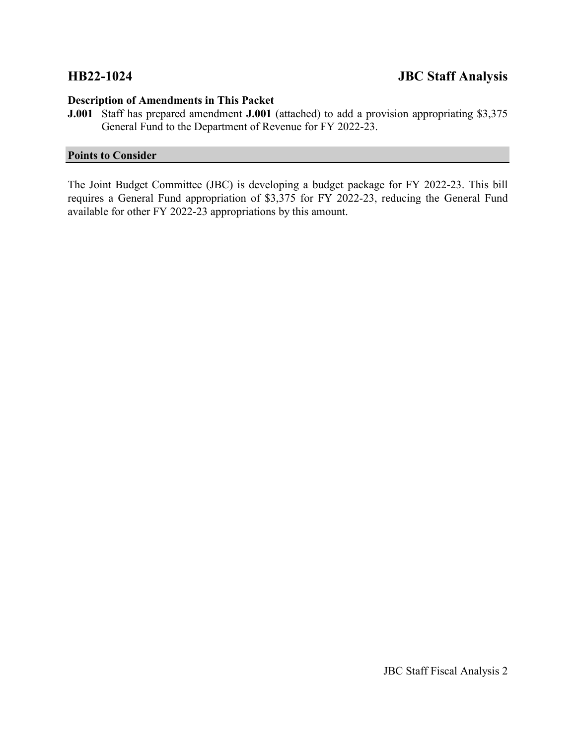## HB22-1024 JBC Staff Analysis

**Description of Amendments in This Packet**

**J.001** Staff has prepared amendment **J.001** (attached) to add a provision appropriating $3,375 General Fund to the Department of Revenue for FY 2022-23.

### Points to Consider

The Joint Budget Committee (JBC) is developing a budget package for FY 2022-23. This bill requires a General Fund appropriation of $3,375 for FY 2022-23, reducing the General Fund available for other FY 2022-23 appropriations by this amount.